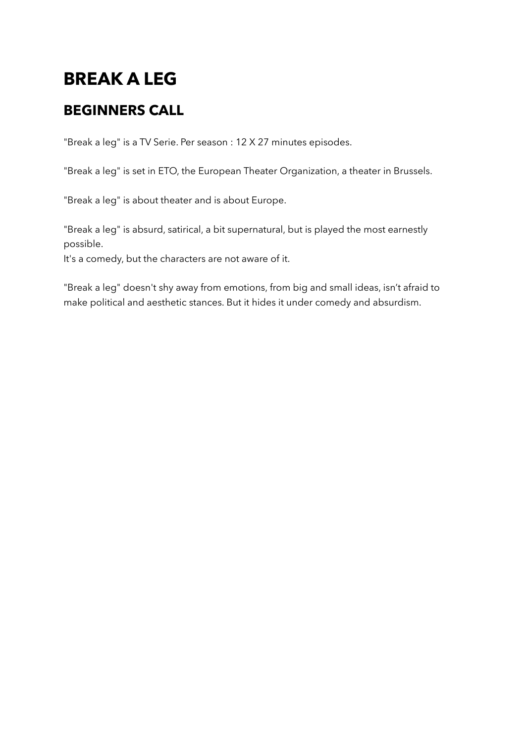# BREAK A LEG

## BEGINNERS CALL

"Break a leg" is a TV Serie. Per season : 12 X 27 minutes episodes.

"Break a leg" is set in ETO, the European Theater Organization, a theater in Brussels.

"Break a leg" is about theater and is about Europe.

"Break a leg" is absurd, satirical, a bit supernatural, but is played the most earnestly possible.
It's a comedy, but the characters are not aware of it.

"Break a leg" doesn't shy away from emotions, from big and small ideas, isn't afraid to make political and aesthetic stances. But it hides it under comedy and absurdism.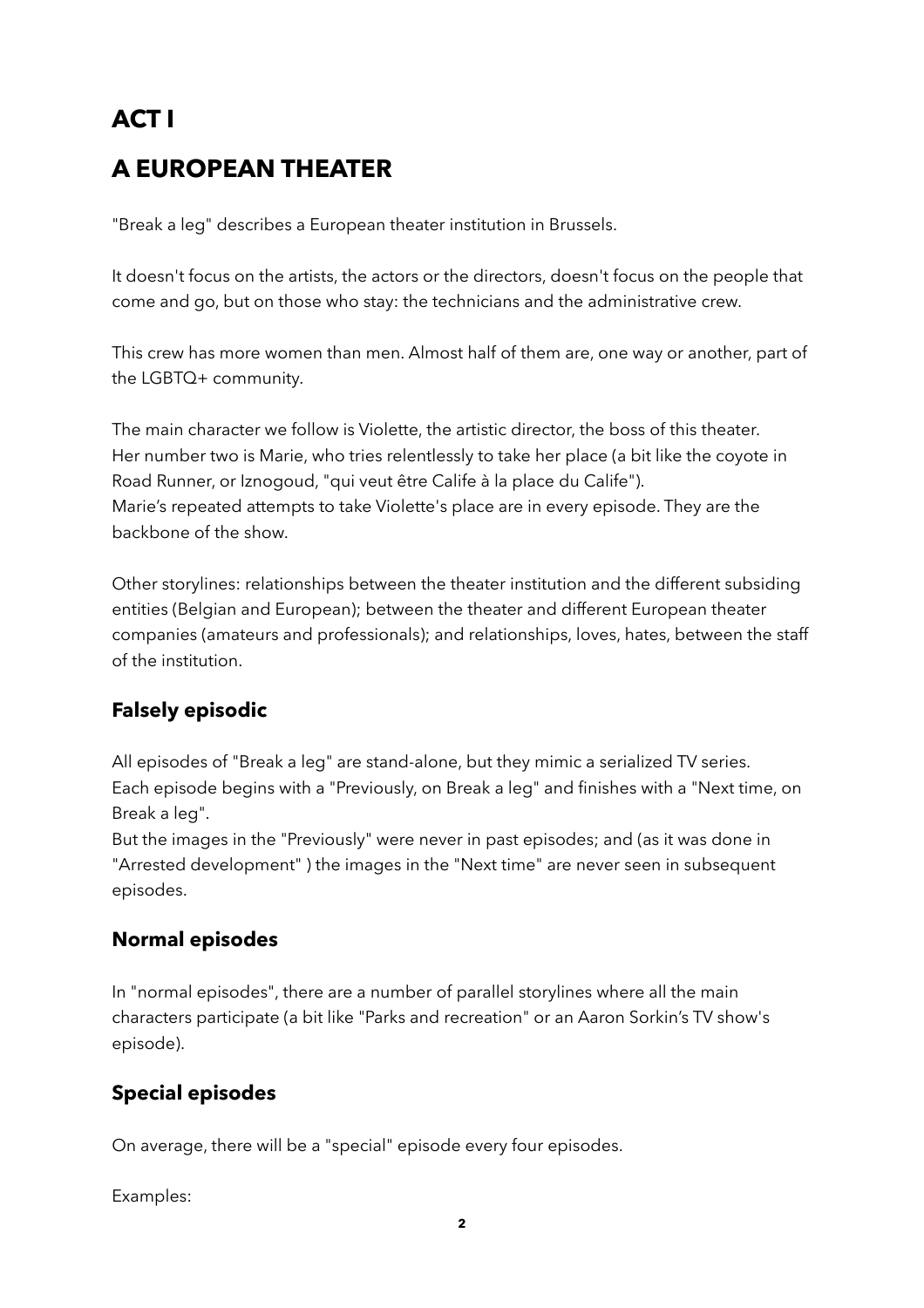# ACT I

# A EUROPEAN THEATER

"Break a leg" describes a European theater institution in Brussels.

It doesn't focus on the artists, the actors or the directors, doesn't focus on the people that come and go, but on those who stay: the technicians and the administrative crew.

This crew has more women than men. Almost half of them are, one way or another, part of the LGBTQ+ community.

The main character we follow is Violette, the artistic director, the boss of this theater.
Her number two is Marie, who tries relentlessly to take her place (a bit like the coyote in Road Runner, or Iznogoud, "qui veut être Calife à la place du Calife").
Marie's repeated attempts to take Violette's place are in every episode. They are the backbone of the show.

Other storylines: relationships between the theater institution and the different subsiding entities (Belgian and European); between the theater and different European theater companies (amateurs and professionals); and relationships, loves, hates, between the staff of the institution.

## Falsely episodic

All episodes of "Break a leg" are stand-alone, but they mimic a serialized TV series.
Each episode begins with a "Previously, on Break a leg" and finishes with a "Next time, on Break a leg".
But the images in the "Previously" were never in past episodes; and (as it was done in "Arrested development" ) the images in the "Next time" are never seen in subsequent episodes.

## Normal episodes

In "normal episodes", there are a number of parallel storylines where all the main characters participate (a bit like "Parks and recreation" or an Aaron Sorkin's TV show's episode).

## Special episodes

On average, there will be a "special" episode every four episodes.

Examples: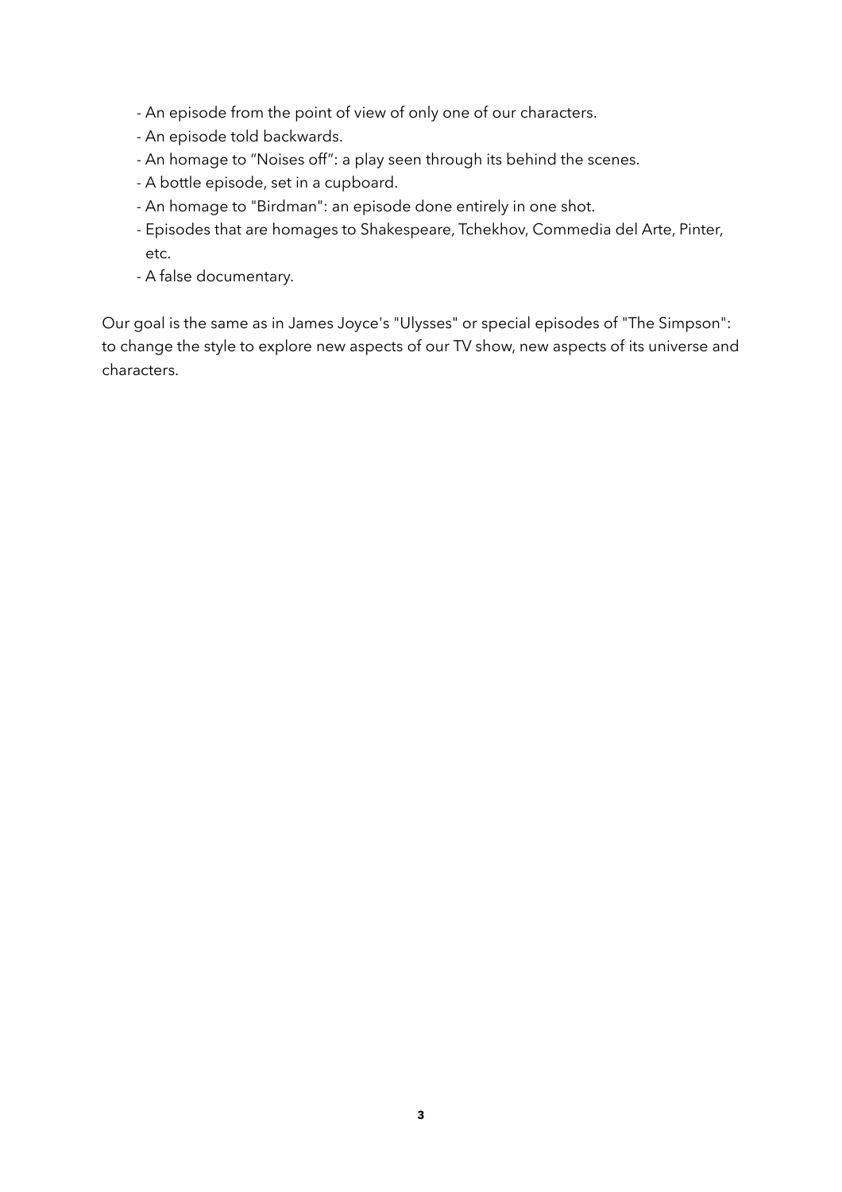- An episode from the point of view of only one of our characters.
- An episode told backwards.
- An homage to "Noises off": a play seen through its behind the scenes.
- A bottle episode, set in a cupboard.
- An homage to "Birdman": an episode done entirely in one shot.
- Episodes that are homages to Shakespeare, Tchekhov, Commedia del Arte, Pinter, etc.
- A false documentary.

Our goal is the same as in James Joyce's "Ulysses" or special episodes of "The Simpson": to change the style to explore new aspects of our TV show, new aspects of its universe and characters.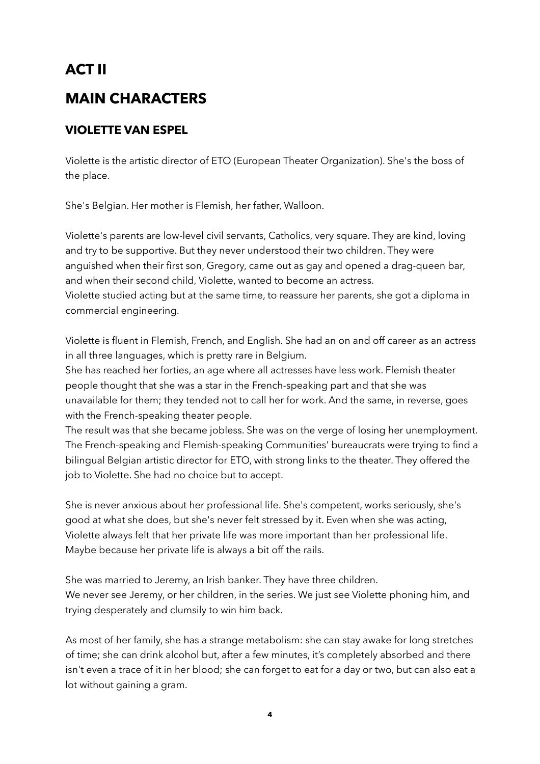# ACT II

# MAIN CHARACTERS

## VIOLETTE VAN ESPEL

Violette is the artistic director of ETO (European Theater Organization). She's the boss of the place.

She's Belgian. Her mother is Flemish, her father, Walloon.

Violette's parents are low-level civil servants, Catholics, very square. They are kind, loving and try to be supportive. But they never understood their two children. They were anguished when their first son, Gregory, came out as gay and opened a drag-queen bar, and when their second child, Violette, wanted to become an actress.
Violette studied acting but at the same time, to reassure her parents, she got a diploma in commercial engineering.

Violette is fluent in Flemish, French, and English. She had an on and off career as an actress in all three languages, which is pretty rare in Belgium.
She has reached her forties, an age where all actresses have less work. Flemish theater people thought that she was a star in the French-speaking part and that she was unavailable for them; they tended not to call her for work. And the same, in reverse, goes with the French-speaking theater people.
The result was that she became jobless. She was on the verge of losing her unemployment. The French-speaking and Flemish-speaking Communities' bureaucrats were trying to find a bilingual Belgian artistic director for ETO, with strong links to the theater. They offered the job to Violette. She had no choice but to accept.

She is never anxious about her professional life. She's competent, works seriously, she's good at what she does, but she's never felt stressed by it. Even when she was acting, Violette always felt that her private life was more important than her professional life. Maybe because her private life is always a bit off the rails.

She was married to Jeremy, an Irish banker. They have three children.
We never see Jeremy, or her children, in the series. We just see Violette phoning him, and trying desperately and clumsily to win him back.

As most of her family, she has a strange metabolism: she can stay awake for long stretches of time; she can drink alcohol but, after a few minutes, it's completely absorbed and there isn't even a trace of it in her blood; she can forget to eat for a day or two, but can also eat a lot without gaining a gram.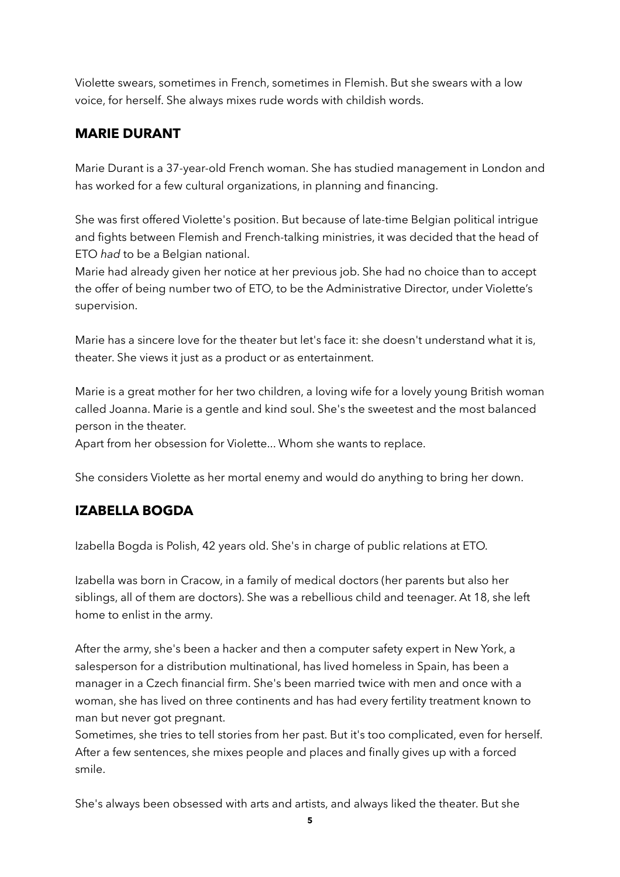Violette swears, sometimes in French, sometimes in Flemish. But she swears with a low voice, for herself. She always mixes rude words with childish words.

## MARIE DURANT

Marie Durant is a 37-year-old French woman. She has studied management in London and has worked for a few cultural organizations, in planning and financing.

She was first offered Violette's position. But because of late-time Belgian political intrigue and fights between Flemish and French-talking ministries, it was decided that the head of ETO *had* to be a Belgian national.
Marie had already given her notice at her previous job. She had no choice than to accept the offer of being number two of ETO, to be the Administrative Director, under Violette's supervision.

Marie has a sincere love for the theater but let's face it: she doesn't understand what it is, theater. She views it just as a product or as entertainment.

Marie is a great mother for her two children, a loving wife for a lovely young British woman called Joanna. Marie is a gentle and kind soul. She's the sweetest and the most balanced person in the theater.
Apart from her obsession for Violette... Whom she wants to replace.

She considers Violette as her mortal enemy and would do anything to bring her down.

## IZABELLA BOGDA

Izabella Bogda is Polish, 42 years old. She's in charge of public relations at ETO.

Izabella was born in Cracow, in a family of medical doctors (her parents but also her siblings, all of them are doctors). She was a rebellious child and teenager. At 18, she left home to enlist in the army.

After the army, she's been a hacker and then a computer safety expert in New York, a salesperson for a distribution multinational, has lived homeless in Spain, has been a manager in a Czech financial firm. She's been married twice with men and once with a woman, she has lived on three continents and has had every fertility treatment known to man but never got pregnant.
Sometimes, she tries to tell stories from her past. But it's too complicated, even for herself. After a few sentences, she mixes people and places and finally gives up with a forced smile.

She's always been obsessed with arts and artists, and always liked the theater. But she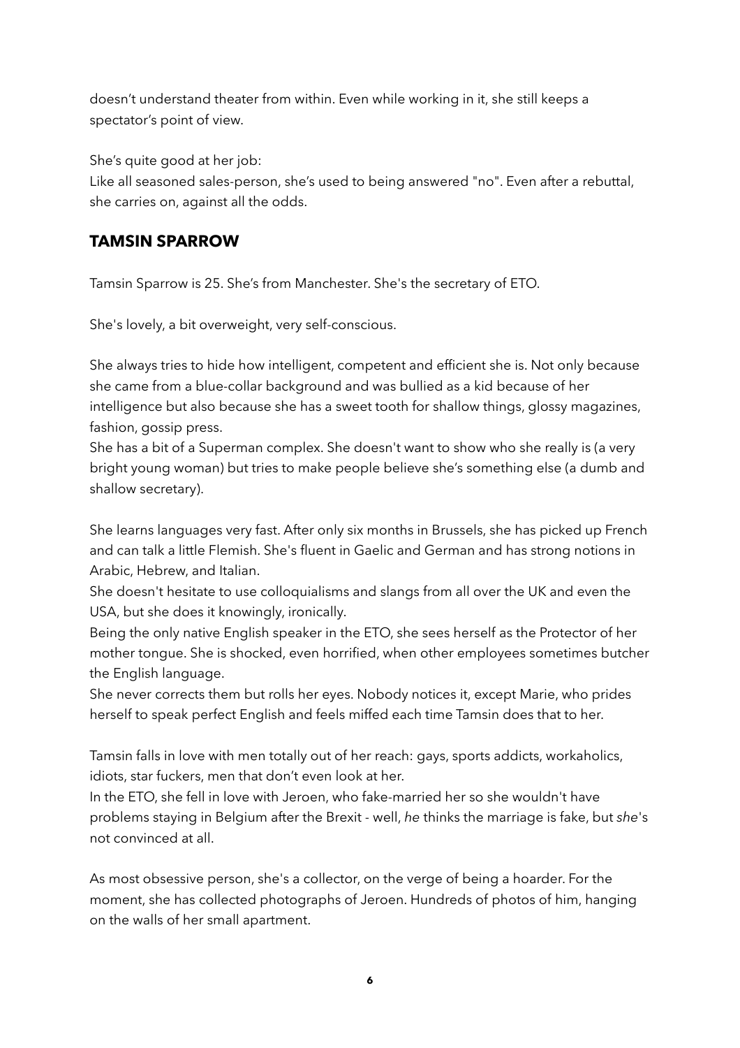doesn't understand theater from within. Even while working in it, she still keeps a spectator's point of view.

She's quite good at her job:
Like all seasoned sales-person, she's used to being answered "no". Even after a rebuttal, she carries on, against all the odds.

## TAMSIN SPARROW

Tamsin Sparrow is 25. She's from Manchester. She's the secretary of ETO.

She's lovely, a bit overweight, very self-conscious.

She always tries to hide how intelligent, competent and efficient she is. Not only because she came from a blue-collar background and was bullied as a kid because of her intelligence but also because she has a sweet tooth for shallow things, glossy magazines, fashion, gossip press.
She has a bit of a Superman complex. She doesn't want to show who she really is (a very bright young woman) but tries to make people believe she's something else (a dumb and shallow secretary).

She learns languages very fast. After only six months in Brussels, she has picked up French and can talk a little Flemish. She's fluent in Gaelic and German and has strong notions in Arabic, Hebrew, and Italian.
She doesn't hesitate to use colloquialisms and slangs from all over the UK and even the USA, but she does it knowingly, ironically.
Being the only native English speaker in the ETO, she sees herself as the Protector of her mother tongue. She is shocked, even horrified, when other employees sometimes butcher the English language.
She never corrects them but rolls her eyes. Nobody notices it, except Marie, who prides herself to speak perfect English and feels miffed each time Tamsin does that to her.

Tamsin falls in love with men totally out of her reach: gays, sports addicts, workaholics, idiots, star fuckers, men that don't even look at her.
In the ETO, she fell in love with Jeroen, who fake-married her so she wouldn't have problems staying in Belgium after the Brexit - well, *he* thinks the marriage is fake, but *she*'s not convinced at all.

As most obsessive person, she's a collector, on the verge of being a hoarder. For the moment, she has collected photographs of Jeroen. Hundreds of photos of him, hanging on the walls of her small apartment.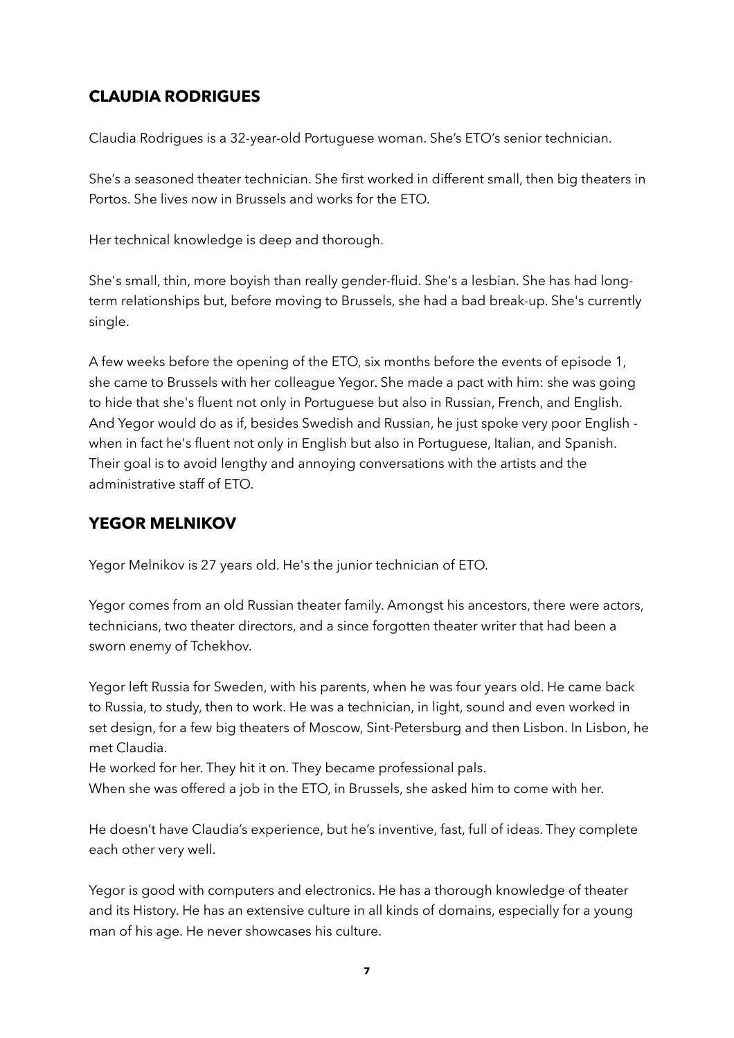## CLAUDIA RODRIGUES

Claudia Rodrigues is a 32-year-old Portuguese woman. She's ETO's senior technician.

She's a seasoned theater technician. She first worked in different small, then big theaters in Portos. She lives now in Brussels and works for the ETO.

Her technical knowledge is deep and thorough.

She's small, thin, more boyish than really gender-fluid. She's a lesbian. She has had long-term relationships but, before moving to Brussels, she had a bad break-up. She's currently single.

A few weeks before the opening of the ETO, six months before the events of episode 1, she came to Brussels with her colleague Yegor. She made a pact with him: she was going to hide that she's fluent not only in Portuguese but also in Russian, French, and English. And Yegor would do as if, besides Swedish and Russian, he just spoke very poor English - when in fact he's fluent not only in English but also in Portuguese, Italian, and Spanish. Their goal is to avoid lengthy and annoying conversations with the artists and the administrative staff of ETO.

## YEGOR MELNIKOV

Yegor Melnikov is 27 years old. He's the junior technician of ETO.

Yegor comes from an old Russian theater family. Amongst his ancestors, there were actors, technicians, two theater directors, and a since forgotten theater writer that had been a sworn enemy of Tchekhov.

Yegor left Russia for Sweden, with his parents, when he was four years old. He came back to Russia, to study, then to work. He was a technician, in light, sound and even worked in set design, for a few big theaters of Moscow, Sint-Petersburg and then Lisbon. In Lisbon, he met Claudia.
He worked for her. They hit it on. They became professional pals.
When she was offered a job in the ETO, in Brussels, she asked him to come with her.

He doesn't have Claudia's experience, but he's inventive, fast, full of ideas. They complete each other very well.

Yegor is good with computers and electronics. He has a thorough knowledge of theater and its History. He has an extensive culture in all kinds of domains, especially for a young man of his age. He never showcases his culture.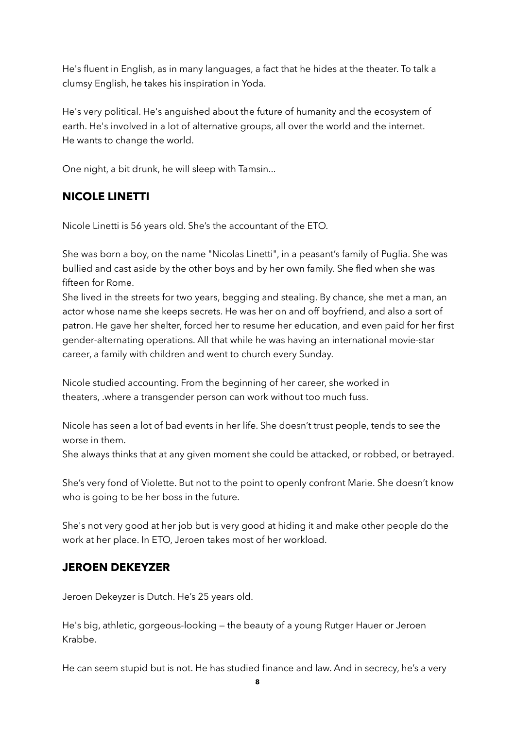He's fluent in English, as in many languages, a fact that he hides at the theater. To talk a clumsy English, he takes his inspiration in Yoda.

He's very political. He's anguished about the future of humanity and the ecosystem of earth. He's involved in a lot of alternative groups, all over the world and the internet. He wants to change the world.

One night, a bit drunk, he will sleep with Tamsin...

## NICOLE LINETTI

Nicole Linetti is 56 years old. She's the accountant of the ETO.

She was born a boy, on the name "Nicolas Linetti", in a peasant's family of Puglia. She was bullied and cast aside by the other boys and by her own family. She fled when she was fifteen for Rome.
She lived in the streets for two years, begging and stealing. By chance, she met a man, an actor whose name she keeps secrets. He was her on and off boyfriend, and also a sort of patron. He gave her shelter, forced her to resume her education, and even paid for her first gender-alternating operations. All that while he was having an international movie-star career, a family with children and went to church every Sunday.

Nicole studied accounting. From the beginning of her career, she worked in theaters, .where a transgender person can work without too much fuss.

Nicole has seen a lot of bad events in her life. She doesn't trust people, tends to see the worse in them.
She always thinks that at any given moment she could be attacked, or robbed, or betrayed.

She's very fond of Violette. But not to the point to openly confront Marie. She doesn't know who is going to be her boss in the future.

She's not very good at her job but is very good at hiding it and make other people do the work at her place. In ETO, Jeroen takes most of her workload.

## JEROEN DEKEYZER

Jeroen Dekeyzer is Dutch. He's 25 years old.

He's big, athletic, gorgeous-looking — the beauty of a young Rutger Hauer or Jeroen Krabbe.

He can seem stupid but is not. He has studied finance and law. And in secrecy, he's a very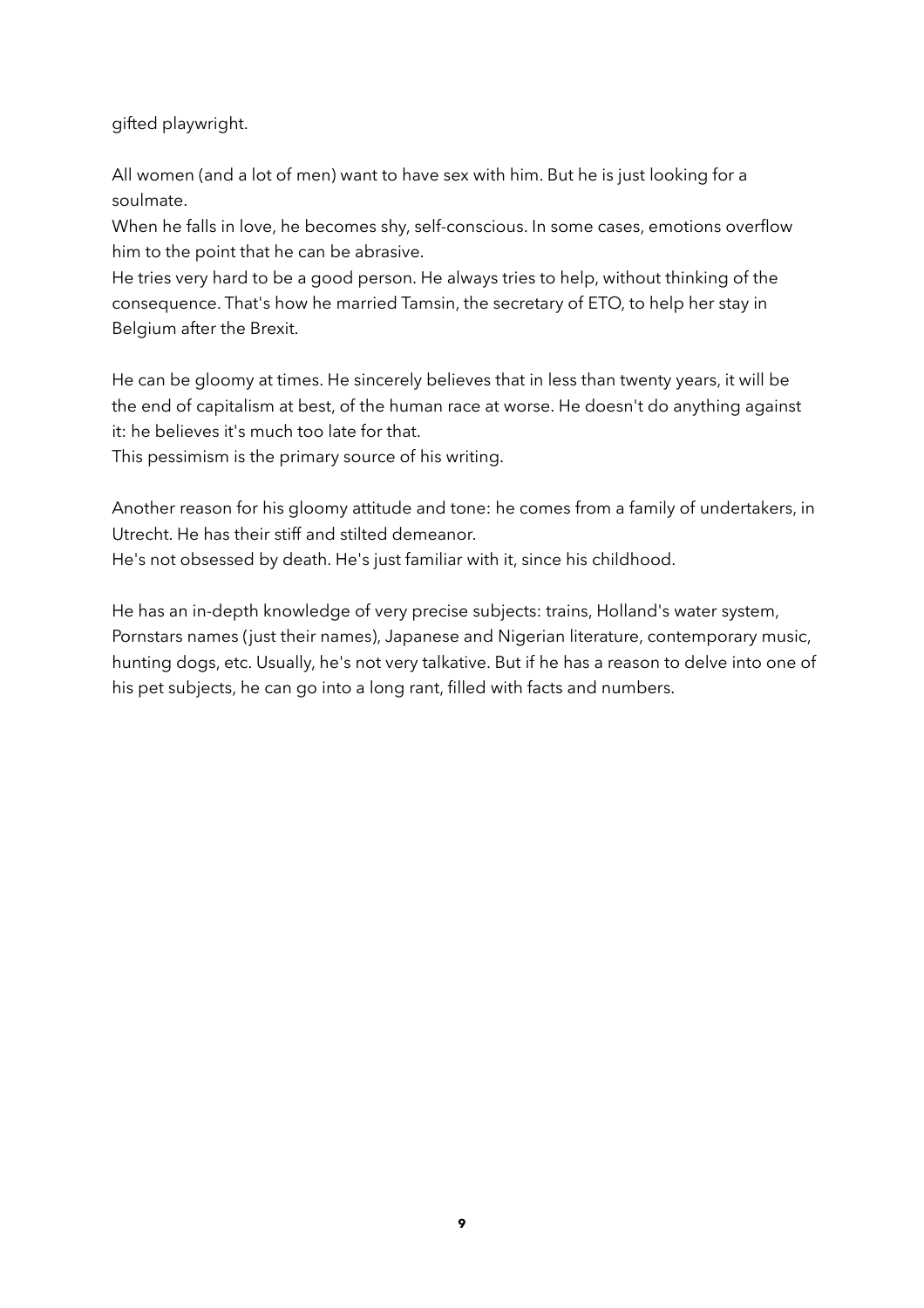gifted playwright.

All women (and a lot of men) want to have sex with him. But he is just looking for a soulmate.
When he falls in love, he becomes shy, self-conscious. In some cases, emotions overflow him to the point that he can be abrasive.
He tries very hard to be a good person. He always tries to help, without thinking of the consequence. That's how he married Tamsin, the secretary of ETO, to help her stay in Belgium after the Brexit.

He can be gloomy at times. He sincerely believes that in less than twenty years, it will be the end of capitalism at best, of the human race at worse. He doesn't do anything against it: he believes it's much too late for that.
This pessimism is the primary source of his writing.

Another reason for his gloomy attitude and tone: he comes from a family of undertakers, in Utrecht. He has their stiff and stilted demeanor.
He's not obsessed by death. He's just familiar with it, since his childhood.

He has an in-depth knowledge of very precise subjects: trains, Holland's water system, Pornstars names (just their names), Japanese and Nigerian literature, contemporary music, hunting dogs, etc. Usually, he's not very talkative. But if he has a reason to delve into one of his pet subjects, he can go into a long rant, filled with facts and numbers.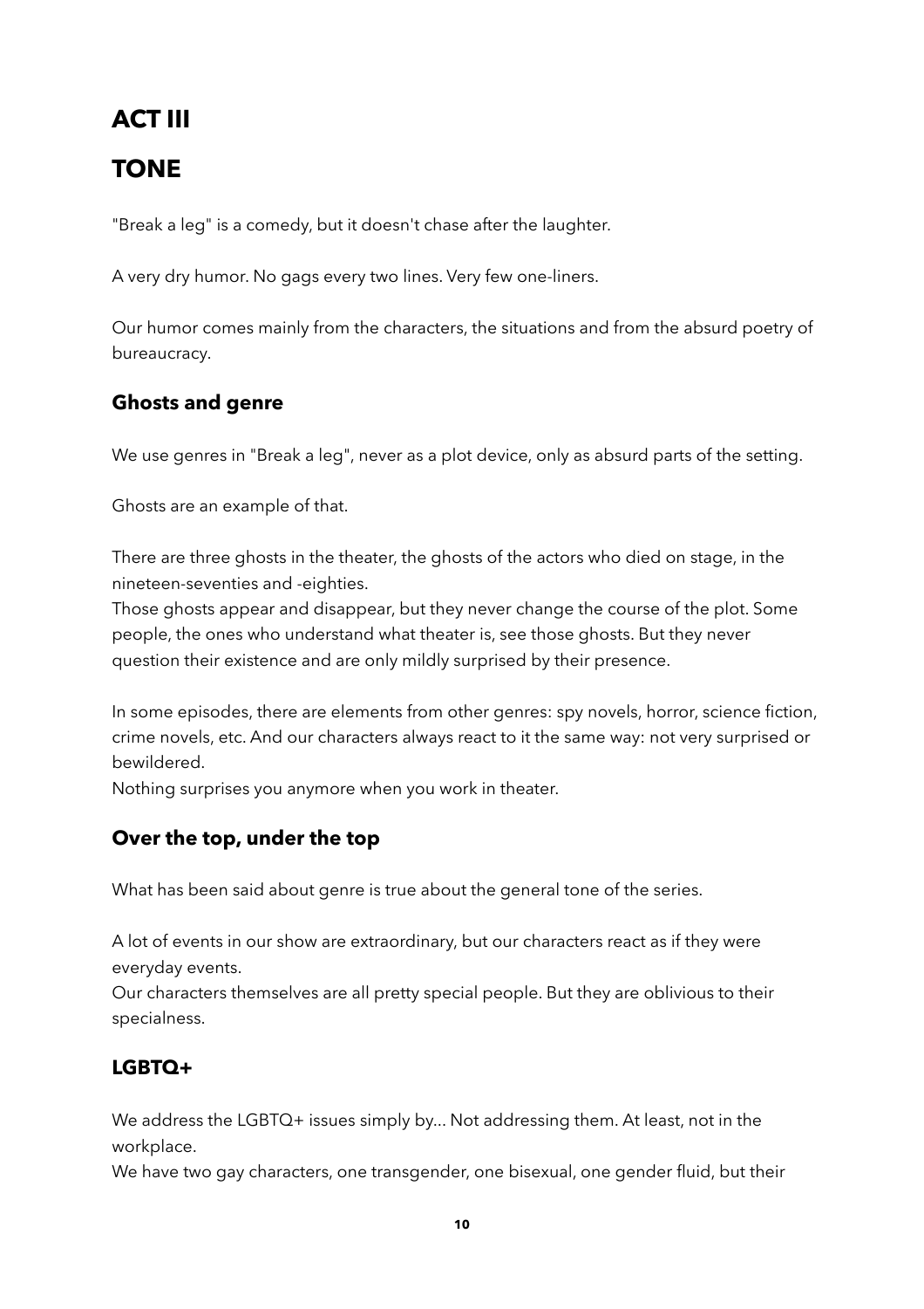# ACT III

# TONE

"Break a leg" is a comedy, but it doesn't chase after the laughter.

A very dry humor. No gags every two lines. Very few one-liners.

Our humor comes mainly from the characters, the situations and from the absurd poetry of bureaucracy.

## Ghosts and genre

We use genres in "Break a leg", never as a plot device, only as absurd parts of the setting.

Ghosts are an example of that.

There are three ghosts in the theater, the ghosts of the actors who died on stage, in the nineteen-seventies and -eighties.
Those ghosts appear and disappear, but they never change the course of the plot. Some people, the ones who understand what theater is, see those ghosts. But they never question their existence and are only mildly surprised by their presence.

In some episodes, there are elements from other genres: spy novels, horror, science fiction, crime novels, etc. And our characters always react to it the same way: not very surprised or bewildered.
Nothing surprises you anymore when you work in theater.

## Over the top, under the top

What has been said about genre is true about the general tone of the series.

A lot of events in our show are extraordinary, but our characters react as if they were everyday events.
Our characters themselves are all pretty special people. But they are oblivious to their specialness.

## LGBTQ+

We address the LGBTQ+ issues simply by… Not addressing them. At least, not in the workplace.
We have two gay characters, one transgender, one bisexual, one gender fluid, but their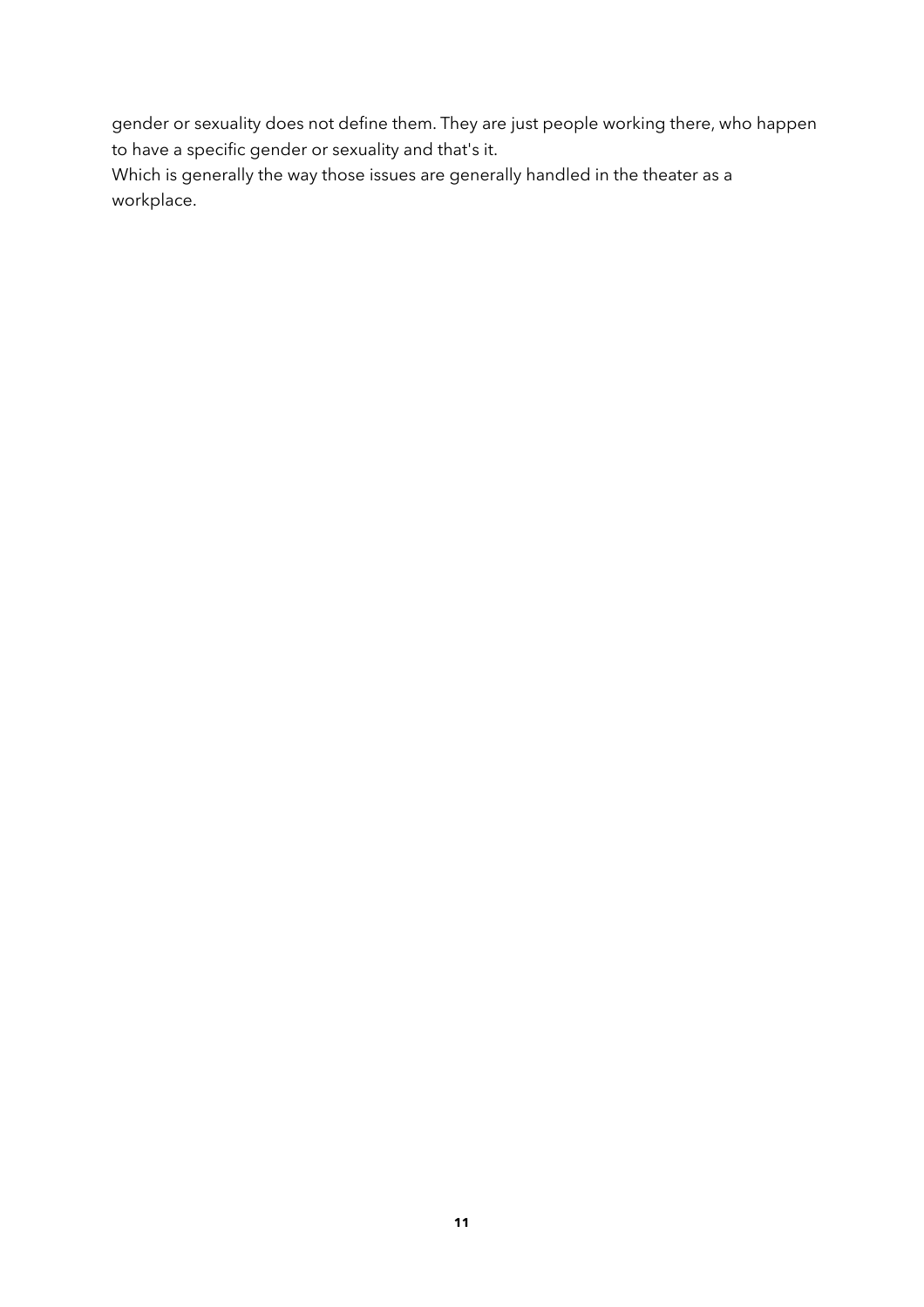gender or sexuality does not define them. They are just people working there, who happen to have a specific gender or sexuality and that's it.
Which is generally the way those issues are generally handled in the theater as a workplace.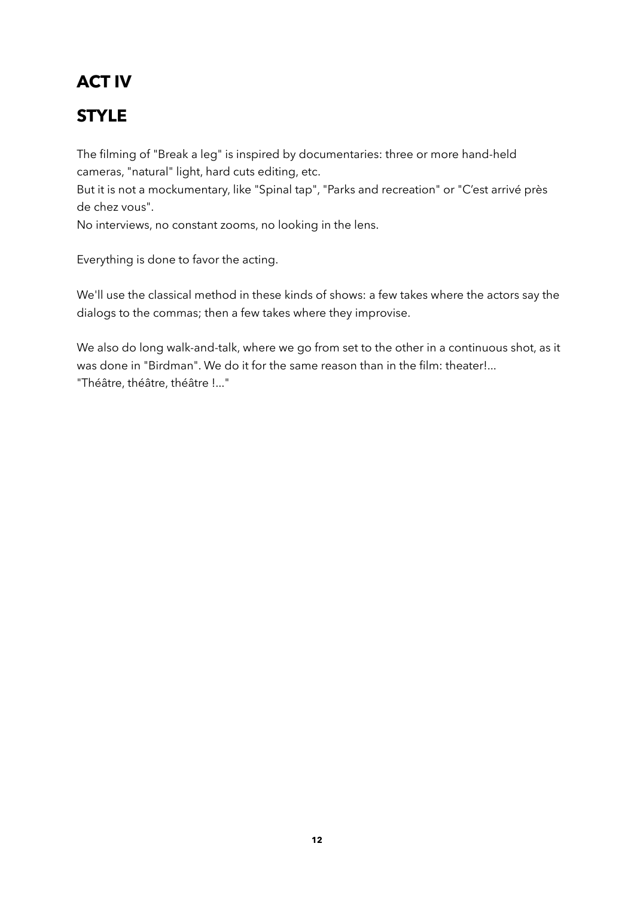# ACT IV

# STYLE

The filming of "Break a leg" is inspired by documentaries: three or more hand-held cameras, "natural" light, hard cuts editing, etc.
But it is not a mockumentary, like "Spinal tap", "Parks and recreation" or "C'est arrivé près de chez vous".
No interviews, no constant zooms, no looking in the lens.

Everything is done to favor the acting.

We'll use the classical method in these kinds of shows: a few takes where the actors say the dialogs to the commas; then a few takes where they improvise.

We also do long walk-and-talk, where we go from set to the other in a continuous shot, as it was done in "Birdman". We do it for the same reason than in the film: theater!...
"Théâtre, théâtre, théâtre !..."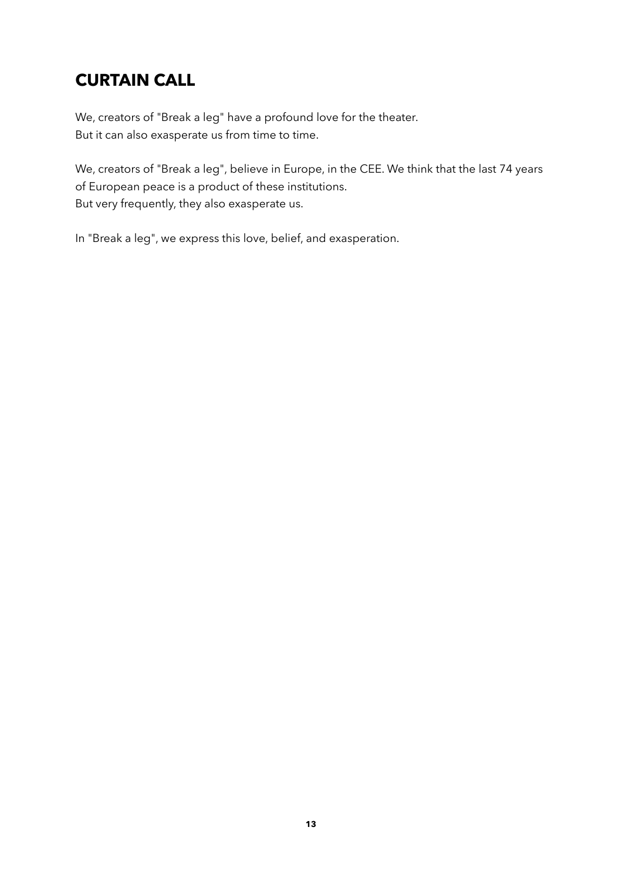## CURTAIN CALL

We, creators of "Break a leg" have a profound love for the theater.
But it can also exasperate us from time to time.

We, creators of "Break a leg", believe in Europe, in the CEE. We think that the last 74 years of European peace is a product of these institutions.
But very frequently, they also exasperate us.

In "Break a leg", we express this love, belief, and exasperation.